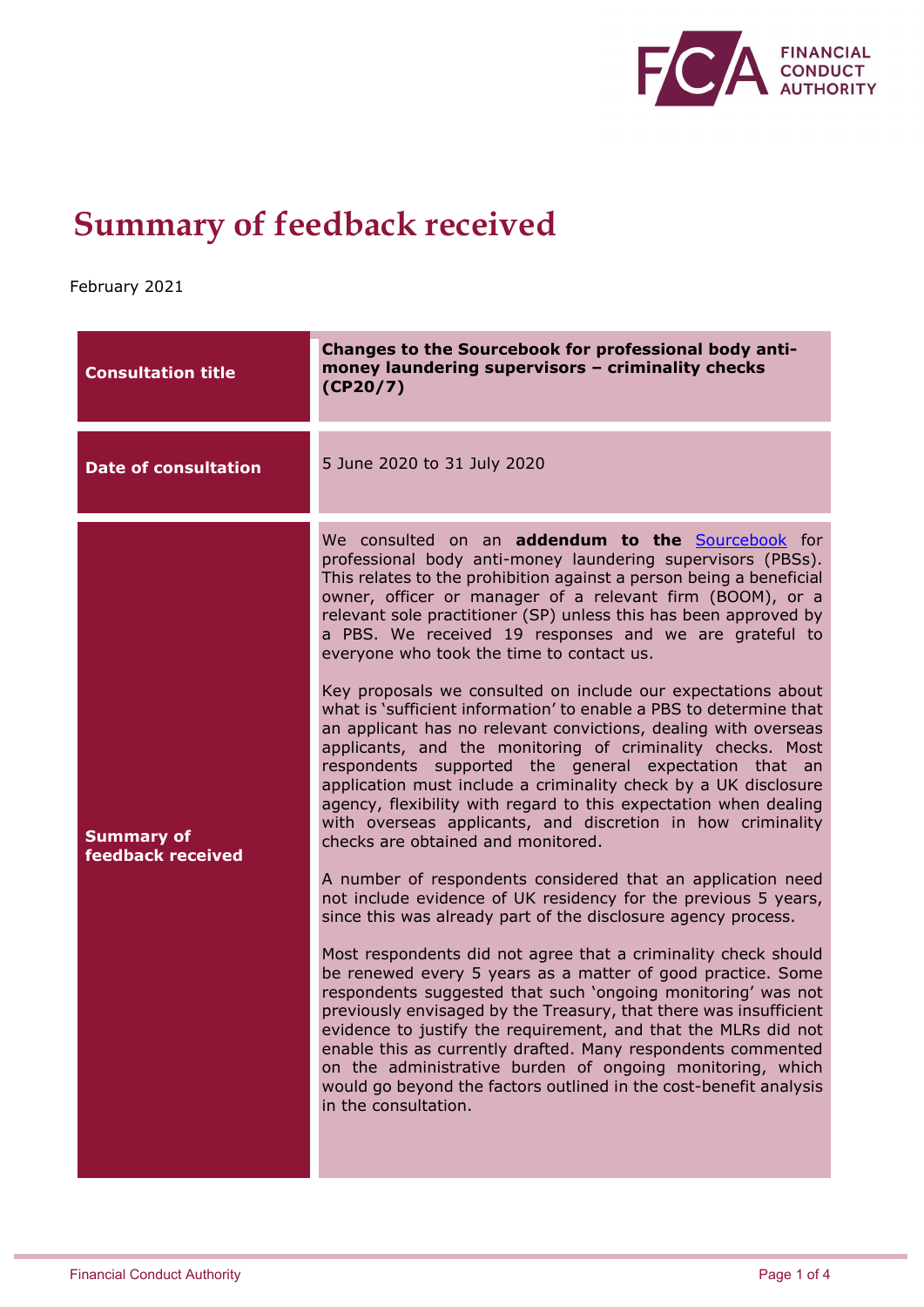# Summary of feedback received

February 2021

| | |
|---|---|
| **Consultation title** | **Changes to the Sourcebook for professional body anti-money laundering supervisors – criminality checks (CP20/7)** |
| **Date of consultation** | 5 June 2020 to 31 July 2020 |
| **Summary of feedback received** | We consulted on an **addendum to the** Sourcebook for professional body anti-money laundering supervisors (PBSs). This relates to the prohibition against a person being a beneficial owner, officer or manager of a relevant firm (BOOM), or a relevant sole practitioner (SP) unless this has been approved by a PBS. We received 19 responses and we are grateful to everyone who took the time to contact us.<br><br>Key proposals we consulted on include our expectations about what is 'sufficient information' to enable a PBS to determine that an applicant has no relevant convictions, dealing with overseas applicants, and the monitoring of criminality checks. Most respondents supported the general expectation that an application must include a criminality check by a UK disclosure agency, flexibility with regard to this expectation when dealing with overseas applicants, and discretion in how criminality checks are obtained and monitored.<br><br>A number of respondents considered that an application need not include evidence of UK residency for the previous 5 years, since this was already part of the disclosure agency process.<br><br>Most respondents did not agree that a criminality check should be renewed every 5 years as a matter of good practice. Some respondents suggested that such 'ongoing monitoring' was not previously envisaged by the Treasury, that there was insufficient evidence to justify the requirement, and that the MLRs did not enable this as currently drafted. Many respondents commented on the administrative burden of ongoing monitoring, which would go beyond the factors outlined in the cost-benefit analysis in the consultation. |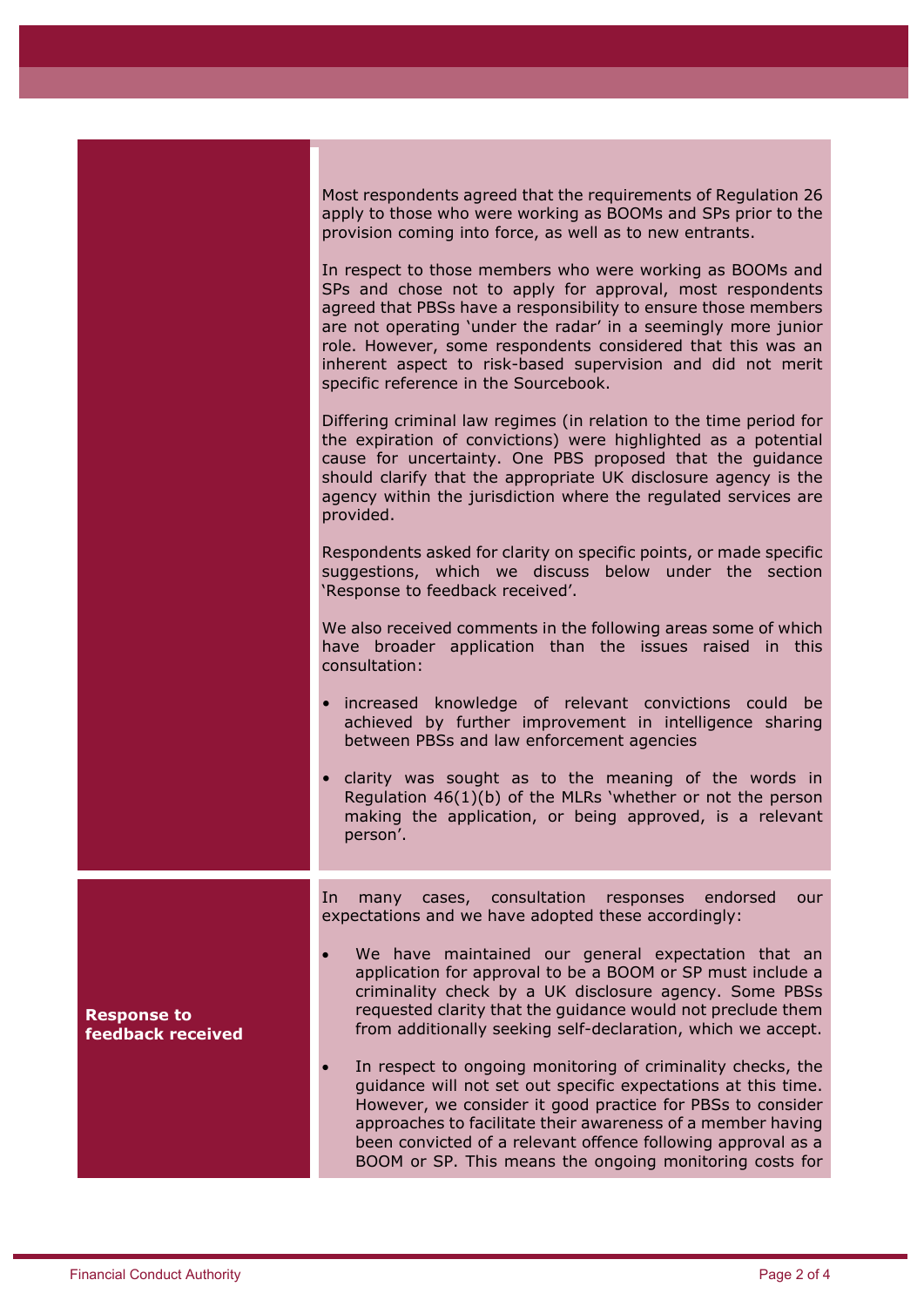Most respondents agreed that the requirements of Regulation 26 apply to those who were working as BOOMs and SPs prior to the provision coming into force, as well as to new entrants.

In respect to those members who were working as BOOMs and SPs and chose not to apply for approval, most respondents agreed that PBSs have a responsibility to ensure those members are not operating 'under the radar' in a seemingly more junior role. However, some respondents considered that this was an inherent aspect to risk-based supervision and did not merit specific reference in the Sourcebook.

Differing criminal law regimes (in relation to the time period for the expiration of convictions) were highlighted as a potential cause for uncertainty. One PBS proposed that the guidance should clarify that the appropriate UK disclosure agency is the agency within the jurisdiction where the regulated services are provided.

Respondents asked for clarity on specific points, or made specific suggestions, which we discuss below under the section 'Response to feedback received'.

We also received comments in the following areas some of which have broader application than the issues raised in this consultation:

- increased knowledge of relevant convictions could be achieved by further improvement in intelligence sharing between PBSs and law enforcement agencies
- clarity was sought as to the meaning of the words in Regulation 46(1)(b) of the MLRs 'whether or not the person making the application, or being approved, is a relevant person'.

**Response to feedback received**

In many cases, consultation responses endorsed our expectations and we have adopted these accordingly:

- We have maintained our general expectation that an application for approval to be a BOOM or SP must include a criminality check by a UK disclosure agency. Some PBSs requested clarity that the guidance would not preclude them from additionally seeking self-declaration, which we accept.
- In respect to ongoing monitoring of criminality checks, the guidance will not set out specific expectations at this time. However, we consider it good practice for PBSs to consider approaches to facilitate their awareness of a member having been convicted of a relevant offence following approval as a BOOM or SP. This means the ongoing monitoring costs for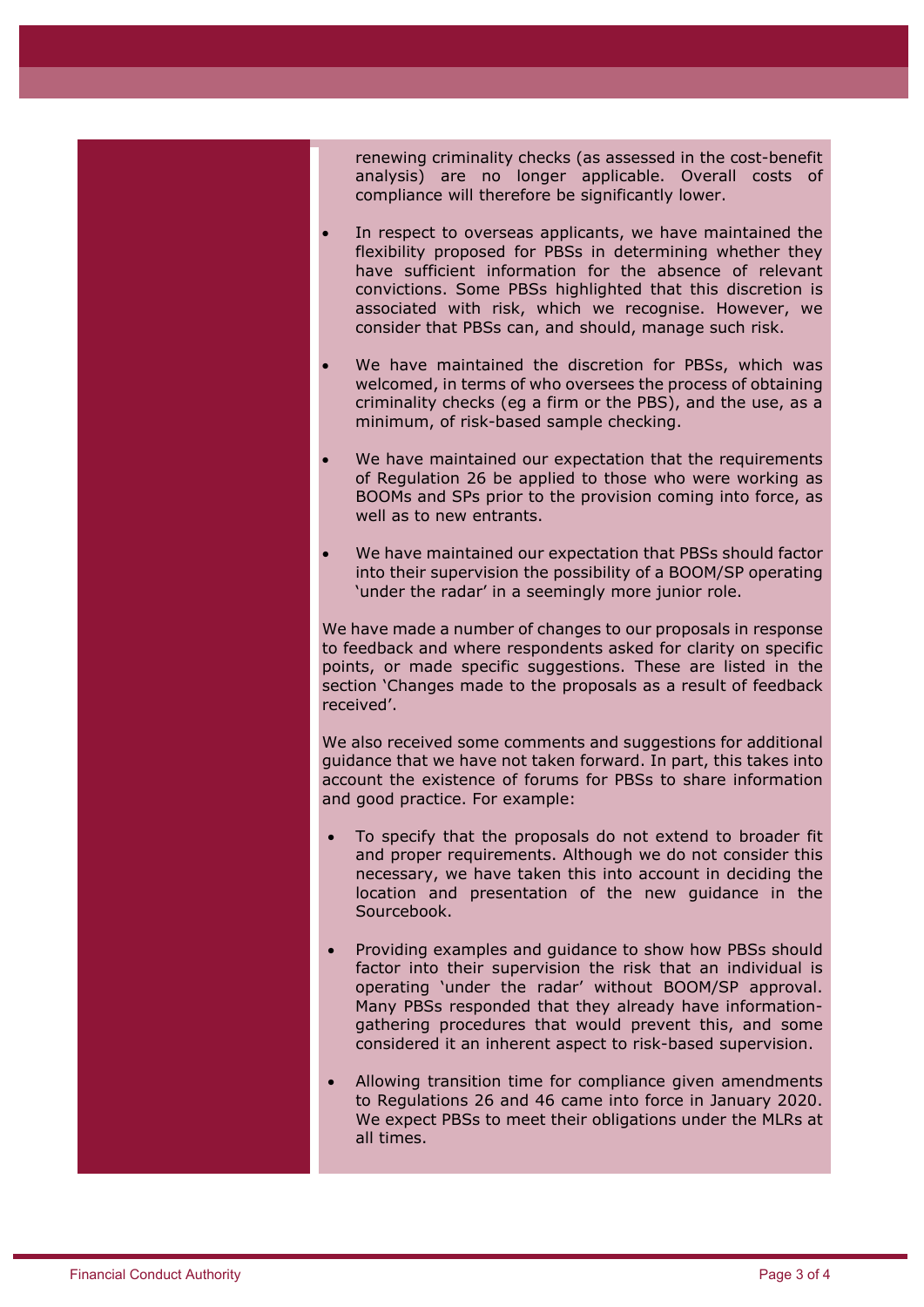renewing criminality checks (as assessed in the cost-benefit analysis) are no longer applicable. Overall costs of compliance will therefore be significantly lower.

- In respect to overseas applicants, we have maintained the flexibility proposed for PBSs in determining whether they have sufficient information for the absence of relevant convictions. Some PBSs highlighted that this discretion is associated with risk, which we recognise. However, we consider that PBSs can, and should, manage such risk.
- We have maintained the discretion for PBSs, which was welcomed, in terms of who oversees the process of obtaining criminality checks (eg a firm or the PBS), and the use, as a minimum, of risk-based sample checking.
- We have maintained our expectation that the requirements of Regulation 26 be applied to those who were working as BOOMs and SPs prior to the provision coming into force, as well as to new entrants.
- We have maintained our expectation that PBSs should factor into their supervision the possibility of a BOOM/SP operating 'under the radar' in a seemingly more junior role.

We have made a number of changes to our proposals in response to feedback and where respondents asked for clarity on specific points, or made specific suggestions. These are listed in the section 'Changes made to the proposals as a result of feedback received'.

We also received some comments and suggestions for additional guidance that we have not taken forward. In part, this takes into account the existence of forums for PBSs to share information and good practice. For example:

- To specify that the proposals do not extend to broader fit and proper requirements. Although we do not consider this necessary, we have taken this into account in deciding the location and presentation of the new guidance in the Sourcebook.
- Providing examples and guidance to show how PBSs should factor into their supervision the risk that an individual is operating 'under the radar' without BOOM/SP approval. Many PBSs responded that they already have information-gathering procedures that would prevent this, and some considered it an inherent aspect to risk-based supervision.
- Allowing transition time for compliance given amendments to Regulations 26 and 46 came into force in January 2020. We expect PBSs to meet their obligations under the MLRs at all times.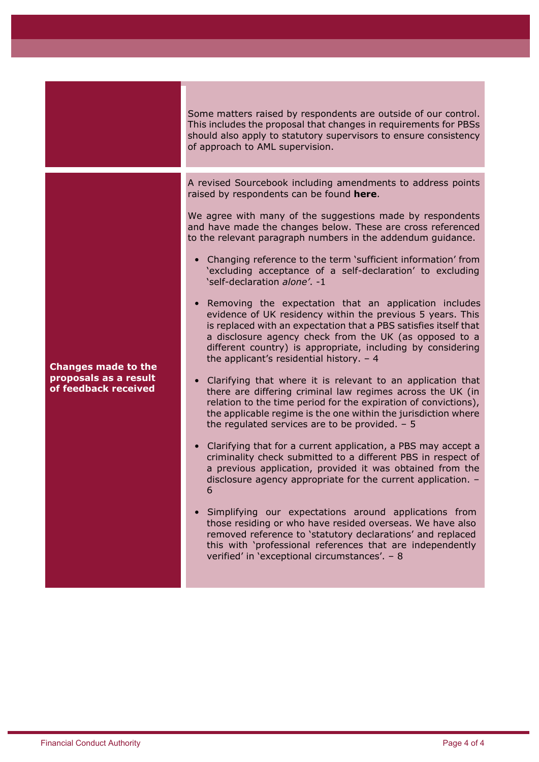| | |
|---|---|
| | Some matters raised by respondents are outside of our control. This includes the proposal that changes in requirements for PBSs should also apply to statutory supervisors to ensure consistency of approach to AML supervision. |
| **Changes made to the proposals as a result of feedback received** | A revised Sourcebook including amendments to address points raised by respondents can be found **here**.<br><br>We agree with many of the suggestions made by respondents and have made the changes below. These are cross referenced to the relevant paragraph numbers in the addendum guidance.<br><br>• Changing reference to the term 'sufficient information' from 'excluding acceptance of a self-declaration' to excluding 'self-declaration *alone*'. -1<br><br>• Removing the expectation that an application includes evidence of UK residency within the previous 5 years. This is replaced with an expectation that a PBS satisfies itself that a disclosure agency check from the UK (as opposed to a different country) is appropriate, including by considering the applicant's residential history. – 4<br><br>• Clarifying that where it is relevant to an application that there are differing criminal law regimes across the UK (in relation to the time period for the expiration of convictions), the applicable regime is the one within the jurisdiction where the regulated services are to be provided. – 5<br><br>• Clarifying that for a current application, a PBS may accept a criminality check submitted to a different PBS in respect of a previous application, provided it was obtained from the disclosure agency appropriate for the current application. – 6<br><br>• Simplifying our expectations around applications from those residing or who have resided overseas. We have also removed reference to 'statutory declarations' and replaced this with 'professional references that are independently verified' in 'exceptional circumstances'. – 8 |